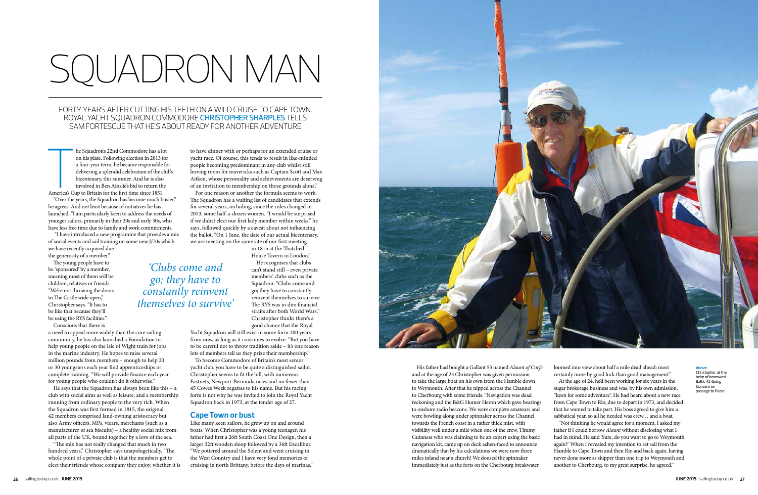# SQUADRON MAN

FORTY YEARS AFTER CUTTING HIS TEETH ON A WILD CRUISE TO CAPE TOWN, ROYAL YACHT SQUADRON COMMODORE **CHRISTOPHER SHARPLES** TELLS SAM FORTESCUE THAT HE'S ABOUT READY FOR ANOTHER ADVENTURE

The Squadron's 22nd Commodore has a lot on his plate. Following election in 2013 for a four-year term, he became responsible for delivering a splendid celebration of the club's bicentenary, this summer. And he is also involved in Ben Ainslie's bid to return the America's Cup to Britain for the first time since 1851.

"Over the years, the Squadron has become much busier," he agrees. And not least because of initiatives he has launched. "I am particularly keen to address the needs of younger sailors, primarily in their 20s and early 30s, who have less free time due to family and work commitments.

"I have introduced a new programme that provides a mix of social events and sail training on some new J/70s which we have recently acquired due the generosity of a member."

The young people have to be 'sponsored' by a member, meaning most of them will be children, relatives or friends. "We're not throwing the doors to The Castle wide open," Christopher says. "It has to be like that because they'll be using the RYS facilities."

Conscious that there is a need to appeal more widely than the core sailing community, he has also launched a Foundation to help young people on the Isle of Wight train for jobs in the marine industry. He hopes to raise several million pounds from members – enough to help 20 or 30 youngsters each year find apprenticeships or complete training. "We will provide finance each year for young people who couldn't do it otherwise."

He says that the Squadron has always been like this – a club with social aims as well as leisure, and a membership running from ordinary people to the very rich. When the Squadron was first formed in 1815, the original 42 members comprised land-owning aristocracy but also Army officers, MPs, vicars, merchants (such as a manufacturer of sea biscuits) – a healthy social mix from all parts of the UK, bound together by a love of the sea.

"The mix has not really changed that much in two hundred years," Christopher says unapologetically. "The whole point of a private club is that the members get to elect their friends whose company they enjoy, whether it is to have dinner with or perhaps for an extended cruise or yacht race. Of course, this tends to result in like-minded people becoming predominant in any club whilst still leaving room for mavericks such as Captain Scott and Max Aitken, whose personality and achievements are deserving of an invitation to membership on those grounds alone."

For one reason or another the formula seems to work. The Squadron has a waiting list of candidates that extends for several years, including, since the rules changed in 2013, some half-a-dozen women. "I would be surprised if we didn't elect our first lady member within weeks," he says, followed quickly by a caveat about not influencing the ballot. "On 1 June, the date of our actual bicentenary, we are meeting on the same site of our first meeting in 1815 at the Thatched House Tavern in London."

*'Clubs come and go; they have to constantly reinvent themselves to survive'*

He recognises that clubs can't stand still – even private members' clubs such as the Squadron. "Clubs come and go; they have to constantly reinvent themselves to survive. The RYS was in dire financial straits after both World Wars." Christopher thinks there's a good chance that the Royal Yacht Squadron will still exist in some form 200 years from now, as long as it continues to evolve. "But you have to be careful not to throw tradition aside – it's one reason lots of members tell us they prize their membership."

To become Commodore of Britain's most senior yacht club, you have to be quite a distinguished sailor. Christopher seems to fit the bill, with numerous Fastnets, Newport-Bermuda races and no fewer than 45 Cowes Week regattas to his name. But his racing form is not why he was invited to join the Royal Yacht Squadron back in 1973, at the tender age of 27.

## Cape Town or bust

Like many keen sailors, he grew up on and around boats. When Christopher was a young teenager, his father had first a 26ft South Coast One Design, then a larger 32ft wooden sloop followed by a 36ft Excalibur. "We pottered around the Solent and went cruising in the West Country and I have very fond memories of cruising in north Brittany, before the days of marinas."

His father had bought a Gallant 53 named *Alaunt of Corfe* and at the age of 23 Christopher was given permission to take the large boat on his own from the Hamble down to Weymouth. After that he nipped across the Channel to Cherbourg with some friends. "Navigation was dead reckoning and the B&G Homer Heron which gave bearings to onshore radio beacons. We were complete amateurs and were bowling along under spinnaker across the Channel towards the French coast in a rather thick mist, with visibility well under a mile when one of the crew, Timmy Guinness who was claiming to be an expert using the basic navigation kit, came up on deck ashen-faced to announce dramatically that by his calculations we were now three miles inland near a church! We doused the spinnaker immediately just as the forts on the Cherbourg breakwater loomed into view about half a mile dead ahead; most certainly more by good luck than good management."

At the age of 24, he'd been working for six years in the sugar brokerage business and was, by his own admission, "keen for some adventure". He had heard about a new race from Cape Town to Rio, due to depart in 1973, and decided that he wanted to take part. His boss agreed to give him a sabbatical year, so all he needed was crew… and a boat.

"Not thinking he would agree for a moment, I asked my father if I could borrow *Alaunt* without disclosing what I had in mind. He said 'Sure, do you want to go to Weymouth again?' When I revealed my intention to set sail from the Hamble to Cape Town and then Rio and back again, having never done more as skipper than one trip to Weymouth and another to Cherbourg, to my great surprise, he agreed."

**Above**
Christopher at the helm of borrowed Baltic 42 *Going Concern* on passage to Poole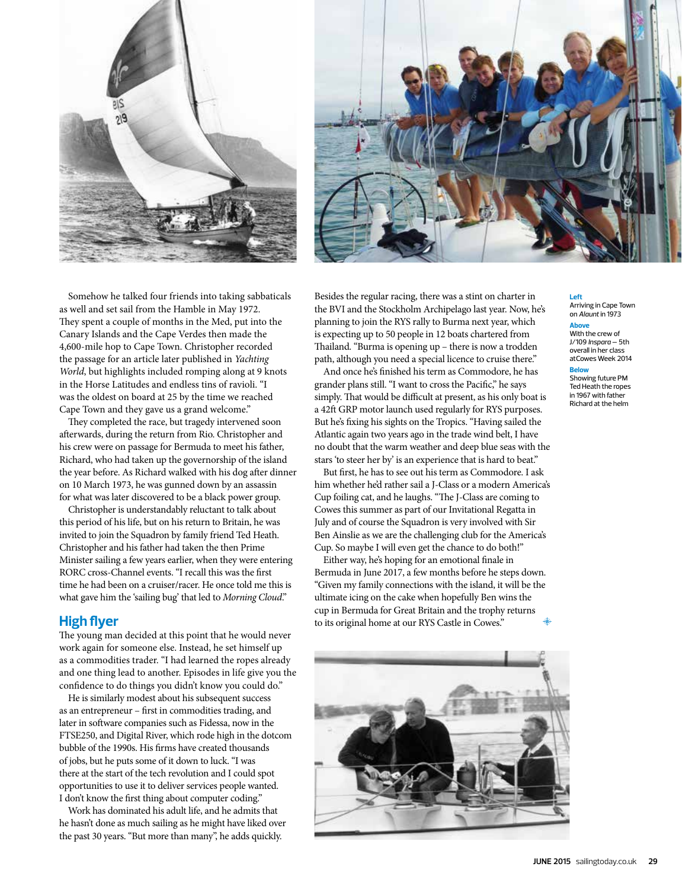Somehow he talked four friends into taking sabbaticals as well and set sail from the Hamble in May 1972. They spent a couple of months in the Med, put into the Canary Islands and the Cape Verdes then made the 4,600-mile hop to Cape Town. Christopher recorded the passage for an article later published in *Yachting World*, but highlights included romping along at 9 knots in the Horse Latitudes and endless tins of ravioli. "I was the oldest on board at 25 by the time we reached Cape Town and they gave us a grand welcome."

They completed the race, but tragedy intervened soon afterwards, during the return from Rio. Christopher and his crew were on passage for Bermuda to meet his father, Richard, who had taken up the governorship of the island the year before. As Richard walked with his dog after dinner on 10 March 1973, he was gunned down by an assassin for what was later discovered to be a black power group.

Christopher is understandably reluctant to talk about this period of his life, but on his return to Britain, he was invited to join the Squadron by family friend Ted Heath. Christopher and his father had taken the then Prime Minister sailing a few years earlier, when they were entering RORC cross-Channel events. "I recall this was the first time he had been on a cruiser/racer. He once told me this is what gave him the 'sailing bug' that led to *Morning Cloud*."

## High flyer

The young man decided at this point that he would never work again for someone else. Instead, he set himself up as a commodities trader. "I had learned the ropes already and one thing lead to another. Episodes in life give you the confidence to do things you didn't know you could do."

He is similarly modest about his subsequent success as an entrepreneur – first in commodities trading, and later in software companies such as Fidessa, now in the FTSE250, and Digital River, which rode high in the dotcom bubble of the 1990s. His firms have created thousands of jobs, but he puts some of it down to luck. "I was there at the start of the tech revolution and I could spot opportunities to use it to deliver services people wanted. I don't know the first thing about computer coding."

Work has dominated his adult life, and he admits that he hasn't done as much sailing as he might have liked over the past 30 years. "But more than many", he adds quickly.

Besides the regular racing, there was a stint on charter in the BVI and the Stockholm Archipelago last year. Now, he's planning to join the RYS rally to Burma next year, which is expecting up to 50 people in 12 boats chartered from Thailand. "Burma is opening up – there is now a trodden path, although you need a special licence to cruise there."

And once he's finished his term as Commodore, he has grander plans still. "I want to cross the Pacific," he says simply. That would be difficult at present, as his only boat is a 42ft GRP motor launch used regularly for RYS purposes. But he's fixing his sights on the Tropics. "Having sailed the Atlantic again two years ago in the trade wind belt, I have no doubt that the warm weather and deep blue seas with the stars 'to steer her by' is an experience that is hard to beat."

But first, he has to see out his term as Commodore. I ask him whether he'd rather sail a J-Class or a modern America's Cup foiling cat, and he laughs. "The J-Class are coming to Cowes this summer as part of our Invitational Regatta in July and of course the Squadron is very involved with Sir Ben Ainslie as we are the challenging club for the America's Cup. So maybe I will even get the chance to do both!"

Either way, he's hoping for an emotional finale in Bermuda in June 2017, a few months before he steps down. "Given my family connections with the island, it will be the ultimate icing on the cake when hopefully Ben wins the cup in Bermuda for Great Britain and the trophy returns to its original home at our RYS Castle in Cowes."

**Left**
Arriving in Cape Town on *Alaunt* in 1973

**Above**
With the crew of J/109 *Inspara* – 5th overall in her class at Cowes Week 2014

**Below**
Showing future PM Ted Heath the ropes in 1967 with father Richard at the helm